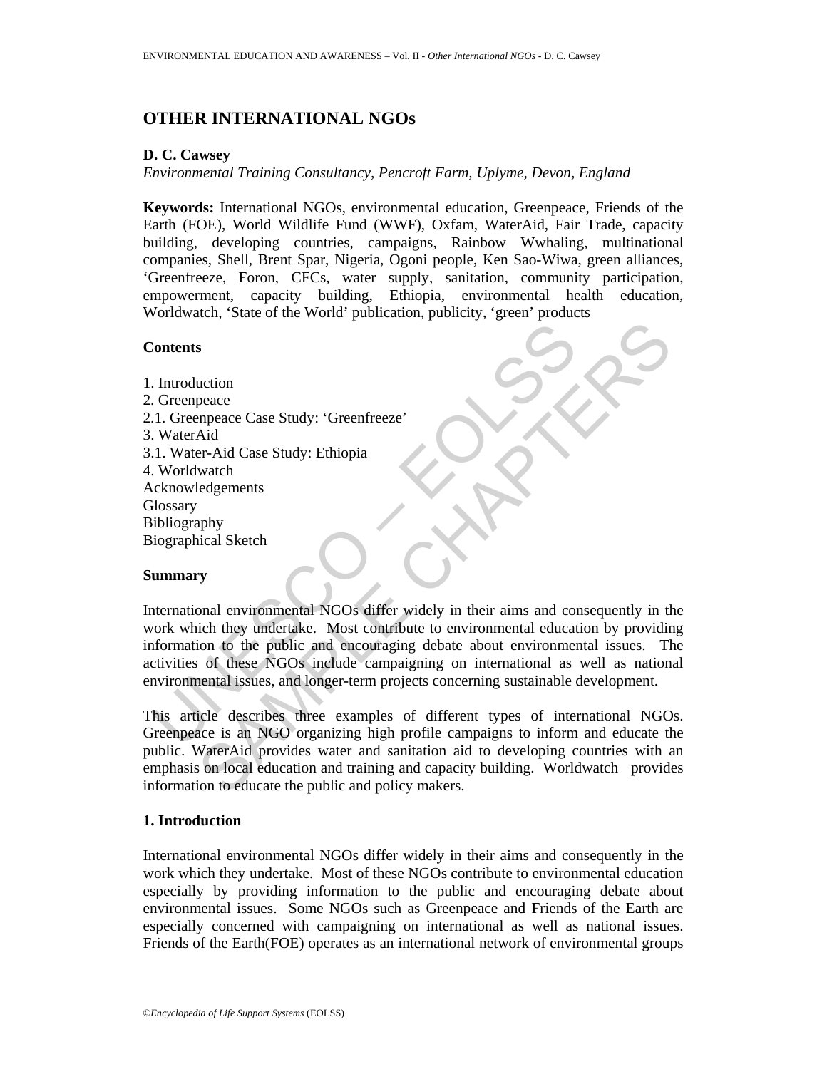# OTHER INTERNATIONAL NGOs

**D. C. Cawsey**

*Environmental Training Consultancy, Pencroft Farm, Uplyme, Devon, England*

**Keywords:** International NGOs, environmental education, Greenpeace, Friends of the Earth (FOE), World Wildlife Fund (WWF), Oxfam, WaterAid, Fair Trade, capacity building, developing countries, campaigns, Rainbow Wwhaling, multinational companies, Shell, Brent Spar, Nigeria, Ogoni people, Ken Sao-Wiwa, green alliances, 'Greenfreeze, Foron, CFCs, water supply, sanitation, community participation, empowerment, capacity building, Ethiopia, environmental health education, Worldwatch, 'State of the World' publication, publicity, 'green' products

## Contents

1. Introduction
2. Greenpeace
2.1. Greenpeace Case Study: 'Greenfreeze'
3. WaterAid
3.1. Water-Aid Case Study: Ethiopia
4. Worldwatch

Acknowledgements
Glossary
Bibliography
Biographical Sketch

## Summary

International environmental NGOs differ widely in their aims and consequently in the work which they undertake. Most contribute to environmental education by providing information to the public and encouraging debate about environmental issues. The activities of these NGOs include campaigning on international as well as national environmental issues, and longer-term projects concerning sustainable development.

This article describes three examples of different types of international NGOs. Greenpeace is an NGO organizing high profile campaigns to inform and educate the public. WaterAid provides water and sanitation aid to developing countries with an emphasis on local education and training and capacity building. Worldwatch provides information to educate the public and policy makers.

## 1. Introduction

International environmental NGOs differ widely in their aims and consequently in the work which they undertake. Most of these NGOs contribute to environmental education especially by providing information to the public and encouraging debate about environmental issues. Some NGOs such as Greenpeace and Friends of the Earth are especially concerned with campaigning on international as well as national issues. Friends of the Earth(FOE) operates as an international network of environmental groups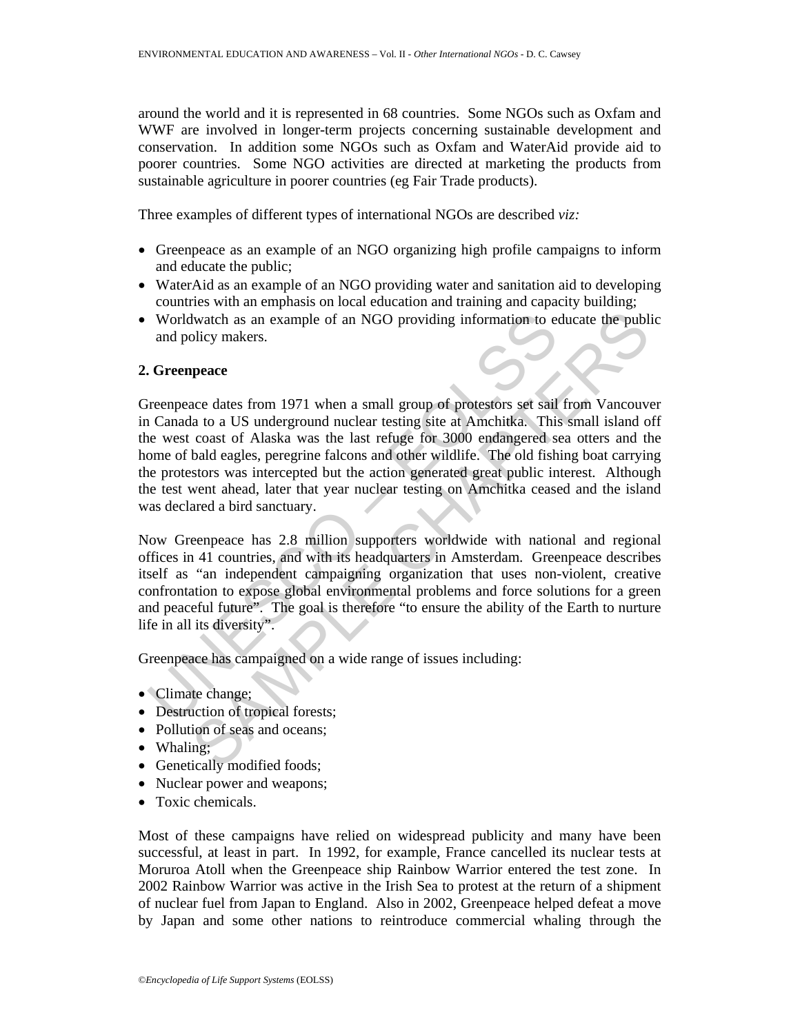around the world and it is represented in 68 countries. Some NGOs such as Oxfam and WWF are involved in longer-term projects concerning sustainable development and conservation. In addition some NGOs such as Oxfam and WaterAid provide aid to poorer countries. Some NGO activities are directed at marketing the products from sustainable agriculture in poorer countries (eg Fair Trade products).

Three examples of different types of international NGOs are described *viz:*

- Greenpeace as an example of an NGO organizing high profile campaigns to inform and educate the public;
- WaterAid as an example of an NGO providing water and sanitation aid to developing countries with an emphasis on local education and training and capacity building;
- Worldwatch as an example of an NGO providing information to educate the public and policy makers.

## 2. Greenpeace

Greenpeace dates from 1971 when a small group of protestors set sail from Vancouver in Canada to a US underground nuclear testing site at Amchitka. This small island off the west coast of Alaska was the last refuge for 3000 endangered sea otters and the home of bald eagles, peregrine falcons and other wildlife. The old fishing boat carrying the protestors was intercepted but the action generated great public interest. Although the test went ahead, later that year nuclear testing on Amchitka ceased and the island was declared a bird sanctuary.

Now Greenpeace has 2.8 million supporters worldwide with national and regional offices in 41 countries, and with its headquarters in Amsterdam. Greenpeace describes itself as "an independent campaigning organization that uses non-violent, creative confrontation to expose global environmental problems and force solutions for a green and peaceful future". The goal is therefore "to ensure the ability of the Earth to nurture life in all its diversity".

Greenpeace has campaigned on a wide range of issues including:

- Climate change;
- Destruction of tropical forests;
- Pollution of seas and oceans;
- Whaling;
- Genetically modified foods;
- Nuclear power and weapons;
- Toxic chemicals.

Most of these campaigns have relied on widespread publicity and many have been successful, at least in part. In 1992, for example, France cancelled its nuclear tests at Moruroa Atoll when the Greenpeace ship Rainbow Warrior entered the test zone. In 2002 Rainbow Warrior was active in the Irish Sea to protest at the return of a shipment of nuclear fuel from Japan to England. Also in 2002, Greenpeace helped defeat a move by Japan and some other nations to reintroduce commercial whaling through the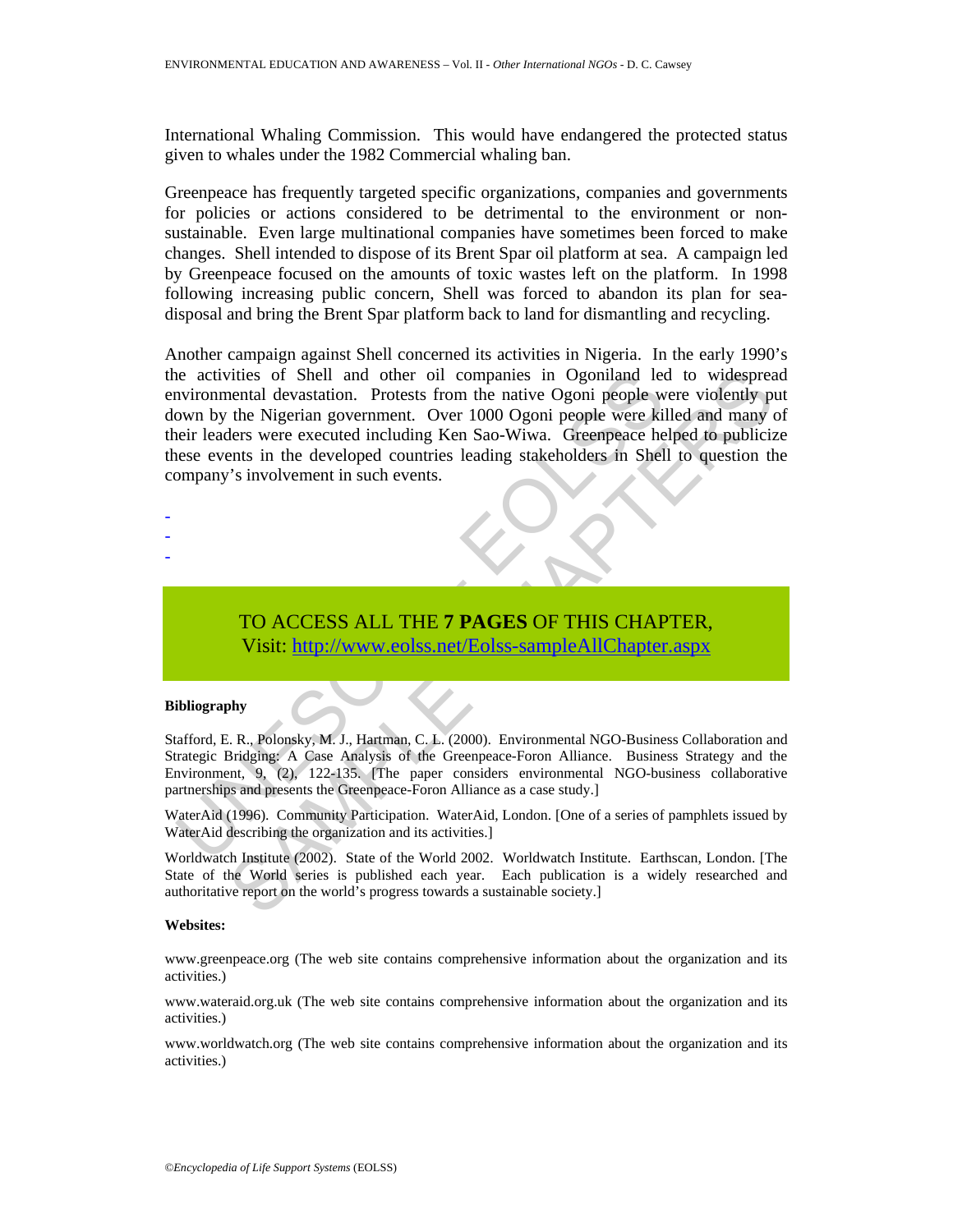International Whaling Commission. This would have endangered the protected status given to whales under the 1982 Commercial whaling ban.

Greenpeace has frequently targeted specific organizations, companies and governments for policies or actions considered to be detrimental to the environment or non-sustainable. Even large multinational companies have sometimes been forced to make changes. Shell intended to dispose of its Brent Spar oil platform at sea. A campaign led by Greenpeace focused on the amounts of toxic wastes left on the platform. In 1998 following increasing public concern, Shell was forced to abandon its plan for sea-disposal and bring the Brent Spar platform back to land for dismantling and recycling.

Another campaign against Shell concerned its activities in Nigeria. In the early 1990's the activities of Shell and other oil companies in Ogoniland led to widespread environmental devastation. Protests from the native Ogoni people were violently put down by the Nigerian government. Over 1000 Ogoni people were killed and many of their leaders were executed including Ken Sao-Wiwa. Greenpeace helped to publicize these events in the developed countries leading stakeholders in Shell to question the company's involvement in such events.

-
-
-

TO ACCESS ALL THE **7 PAGES** OF THIS CHAPTER,
Visit: http://www.eolss.net/Eolss-sampleAllChapter.aspx

**Bibliography**

Stafford, E. R., Polonsky, M. J., Hartman, C. L. (2000). Environmental NGO-Business Collaboration and Strategic Bridging: A Case Analysis of the Greenpeace-Foron Alliance. Business Strategy and the Environment, 9, (2), 122-135. [The paper considers environmental NGO-business collaborative partnerships and presents the Greenpeace-Foron Alliance as a case study.]

WaterAid (1996). Community Participation. WaterAid, London. [One of a series of pamphlets issued by WaterAid describing the organization and its activities.]

Worldwatch Institute (2002). State of the World 2002. Worldwatch Institute. Earthscan, London. [The State of the World series is published each year. Each publication is a widely researched and authoritative report on the world's progress towards a sustainable society.]

**Websites:**

www.greenpeace.org (The web site contains comprehensive information about the organization and its activities.)

www.wateraid.org.uk (The web site contains comprehensive information about the organization and its activities.)

www.worldwatch.org (The web site contains comprehensive information about the organization and its activities.)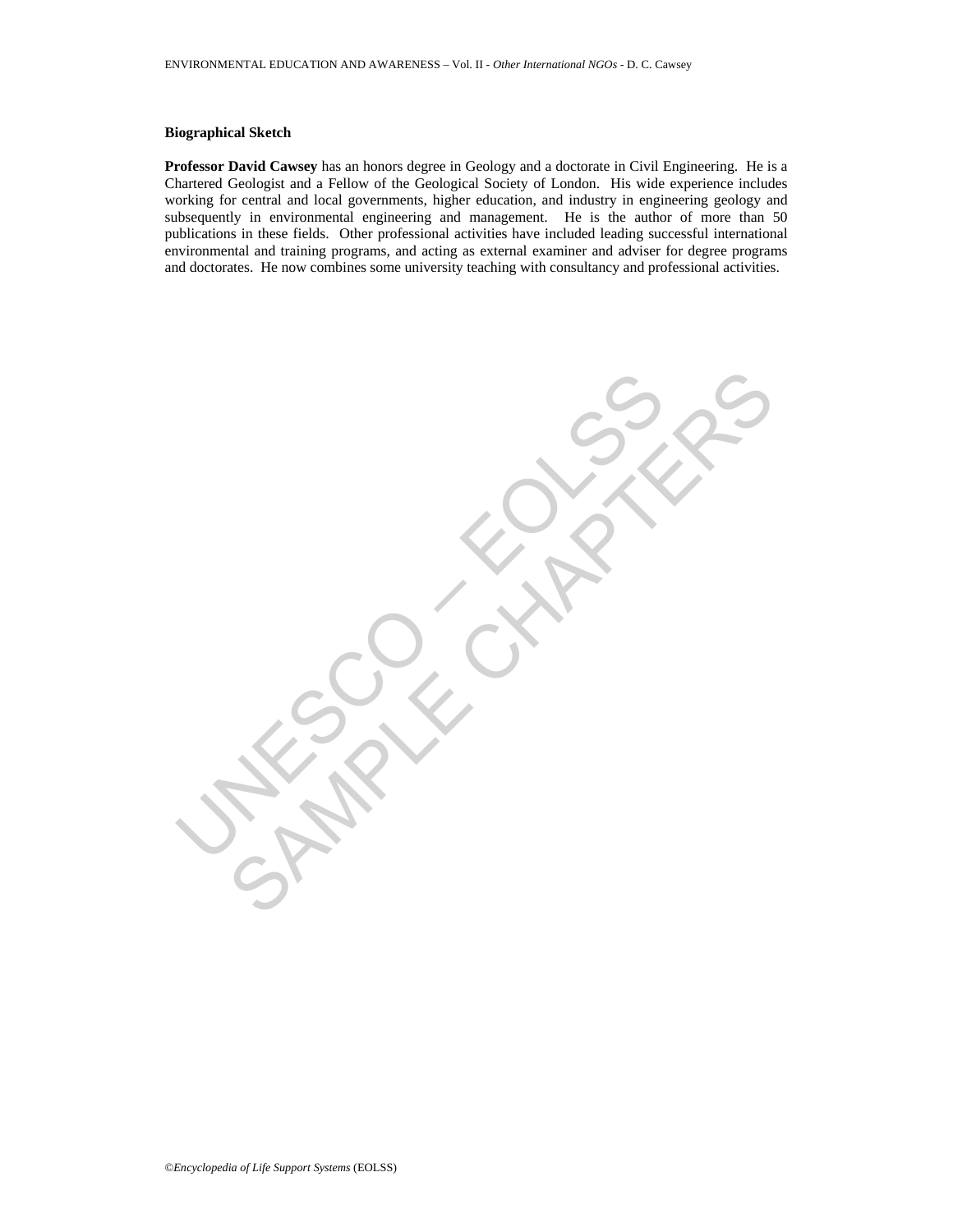**Biographical Sketch**

**Professor David Cawsey** has an honors degree in Geology and a doctorate in Civil Engineering. He is a Chartered Geologist and a Fellow of the Geological Society of London. His wide experience includes working for central and local governments, higher education, and industry in engineering geology and subsequently in environmental engineering and management. He is the author of more than 50 publications in these fields. Other professional activities have included leading successful international environmental and training programs, and acting as external examiner and adviser for degree programs and doctorates. He now combines some university teaching with consultancy and professional activities.